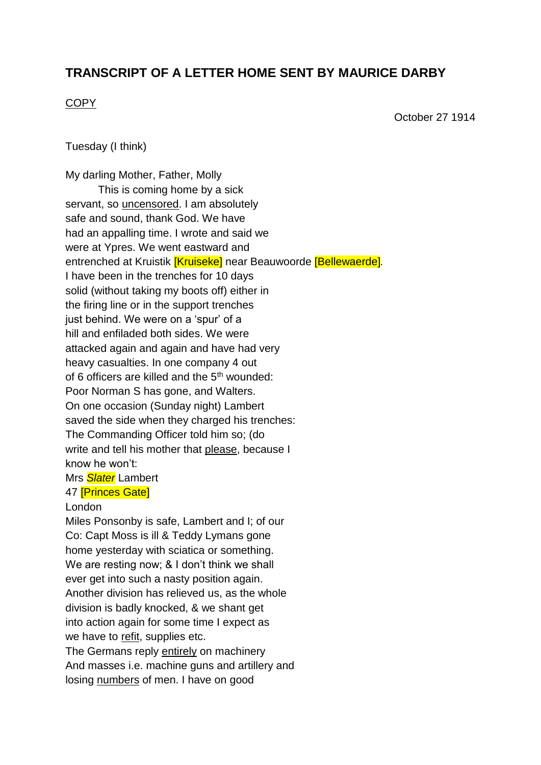# TRANSCRIPT OF A LETTER HOME SENT BY MAURICE DARBY

<u>COPY</u>

October 27 1914

Tuesday (I think)

My darling Mother, Father, Molly

This is coming home by a sick servant, so <u>uncensored</u>. I am absolutely safe and sound, thank God. We have had an appalling time. I wrote and said we were at Ypres. We went eastward and entrenched at Kruistik [Kruiseke] near Beauwoorde [Bellewaerde]. I have been in the trenches for 10 days solid (without taking my boots off) either in the firing line or in the support trenches just behind. We were on a 'spur' of a hill and enfiladed both sides. We were attacked again and again and have had very heavy casualties. In one company 4 out of 6 officers are killed and the 5th wounded: Poor Norman S has gone, and Walters. On one occasion (Sunday night) Lambert saved the side when they charged his trenches: The Commanding Officer told him so; (do write and tell his mother that <u>please</u>, because I know he won't:

Mrs *Slater* Lambert
47 [Princes Gate]
London

Miles Ponsonby is safe, Lambert and I; of our Co: Capt Moss is ill & Teddy Lymans gone home yesterday with sciatica or something. We are resting now; & I don't think we shall ever get into such a nasty position again. Another division has relieved us, as the whole division is badly knocked, & we shant get into action again for some time I expect as we have to <u>refit</u>, supplies etc.

The Germans reply <u>entirely</u> on machinery And masses i.e. machine guns and artillery and losing <u>numbers</u> of men. I have on good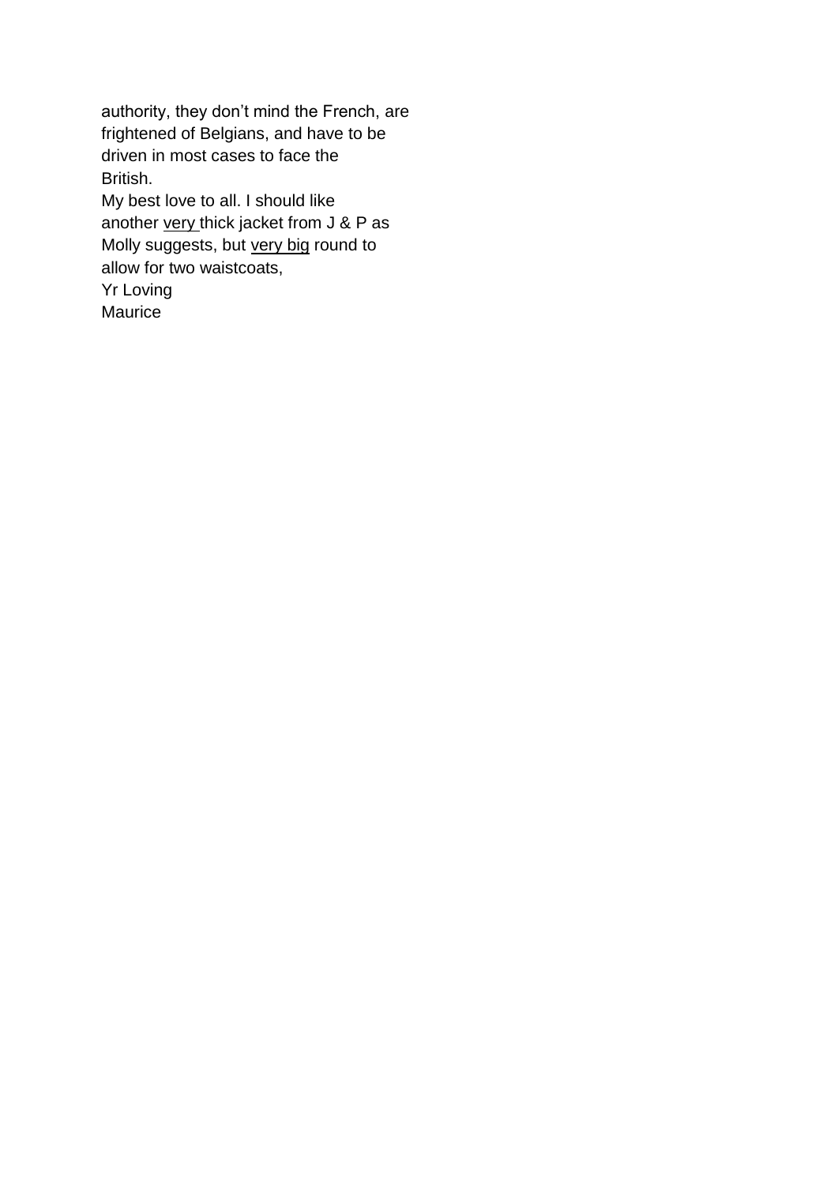authority, they don't mind the French, are frightened of Belgians, and have to be driven in most cases to face the British.

My best love to all. I should like another <u>very</u> thick jacket from J & P as Molly suggests, but <u>very big</u> round to allow for two waistcoats,

Yr Loving
Maurice